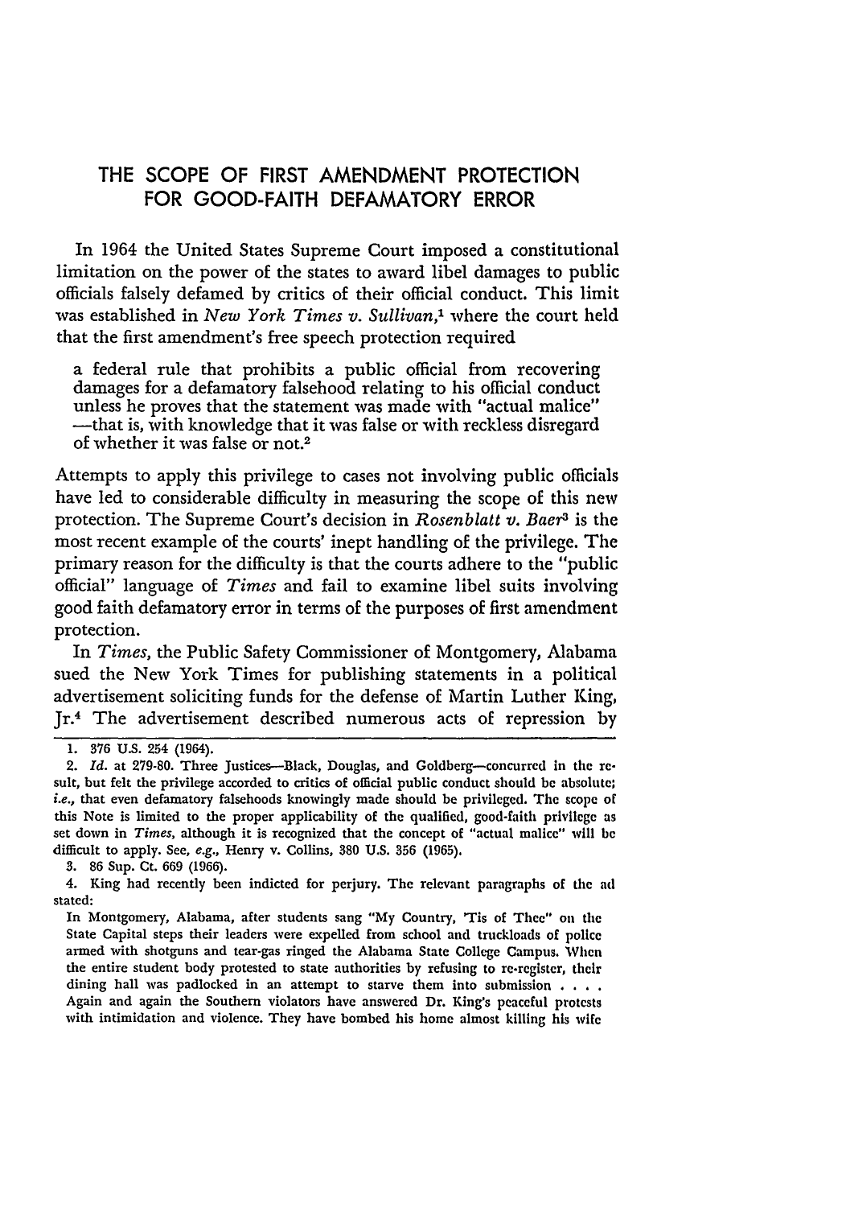# THE SCOPE OF FIRST AMENDMENT PROTECTION FOR GOOD-FAITH DEFAMATORY ERROR

In 1964 the United States Supreme Court imposed a constitutional limitation on the power of the states to award libel damages to public officials falsely defamed by critics of their official conduct. This limit was established in *New York Times v. Sullivan*,[1] where the court held that the first amendment's free speech protection required

> a federal rule that prohibits a public official from recovering damages for a defamatory falsehood relating to his official conduct unless he proves that the statement was made with "actual malice" —that is, with knowledge that it was false or with reckless disregard of whether it was false or not.[2]

Attempts to apply this privilege to cases not involving public officials have led to considerable difficulty in measuring the scope of this new protection. The Supreme Court's decision in *Rosenblatt v. Baer*[3] is the most recent example of the courts' inept handling of the privilege. The primary reason for the difficulty is that the courts adhere to the "public official" language of *Times* and fail to examine libel suits involving good faith defamatory error in terms of the purposes of first amendment protection.

In *Times*, the Public Safety Commissioner of Montgomery, Alabama sued the New York Times for publishing statements in a political advertisement soliciting funds for the defense of Martin Luther King, Jr.[4] The advertisement described numerous acts of repression by

---

1. 376 U.S. 254 (1964).

2. *Id.* at 279-80. Three Justices—Black, Douglas, and Goldberg—concurred in the result, but felt the privilege accorded to critics of official public conduct should be absolute; *i.e.*, that even defamatory falsehoods knowingly made should be privileged. The scope of this Note is limited to the proper applicability of the qualified, good-faith privilege as set down in *Times*, although it is recognized that the concept of "actual malice" will be difficult to apply. See, *e.g.*, Henry v. Collins, 380 U.S. 356 (1965).

3. 86 Sup. Ct. 669 (1966).

4. King had recently been indicted for perjury. The relevant paragraphs of the ad stated:

> In Montgomery, Alabama, after students sang "My Country, 'Tis of Thee" on the State Capital steps their leaders were expelled from school and truckloads of police armed with shotguns and tear-gas ringed the Alabama State College Campus. When the entire student body protested to state authorities by refusing to re-register, their dining hall was padlocked in an attempt to starve them into submission . . . .
> Again and again the Southern violators have answered Dr. King's peaceful protests with intimidation and violence. They have bombed his home almost killing his wife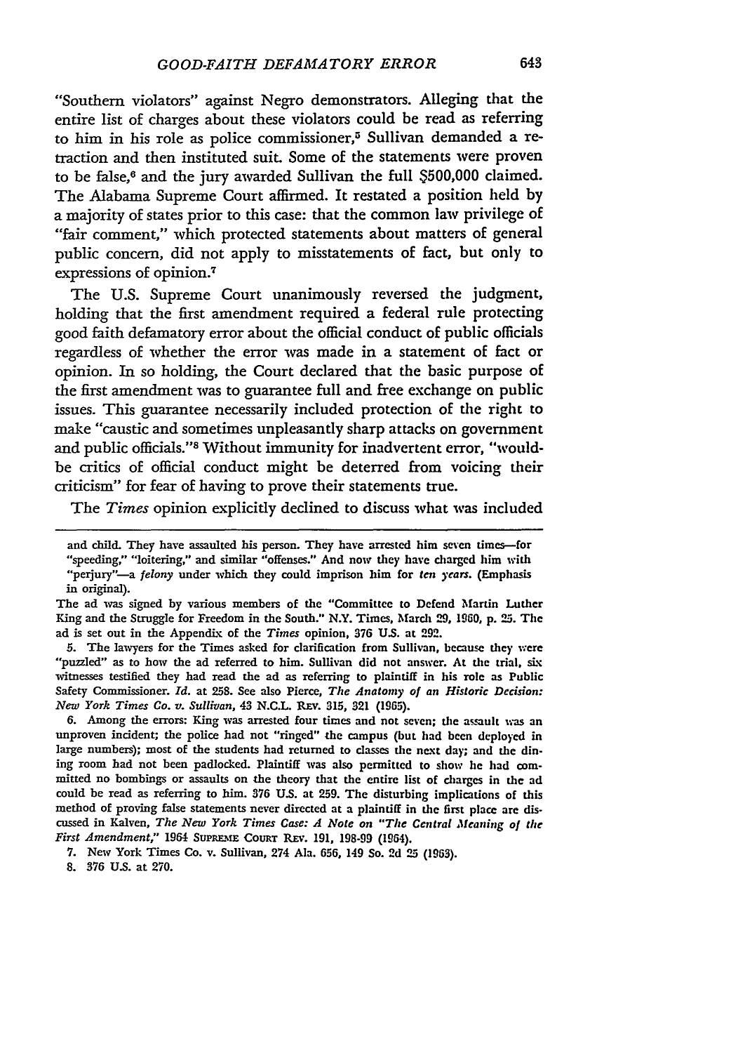"Southern violators" against Negro demonstrators. Alleging that the entire list of charges about these violators could be read as referring to him in his role as police commissioner,[5] Sullivan demanded a retraction and then instituted suit. Some of the statements were proven to be false,[6] and the jury awarded Sullivan the full $500,000 claimed. The Alabama Supreme Court affirmed. It restated a position held by a majority of states prior to this case: that the common law privilege of "fair comment," which protected statements about matters of general public concern, did not apply to misstatements of fact, but only to expressions of opinion.[7]

The U.S. Supreme Court unanimously reversed the judgment, holding that the first amendment required a federal rule protecting good faith defamatory error about the official conduct of public officials regardless of whether the error was made in a statement of fact or opinion. In so holding, the Court declared that the basic purpose of the first amendment was to guarantee full and free exchange on public issues. This guarantee necessarily included protection of the right to make "caustic and sometimes unpleasantly sharp attacks on government and public officials."[8] Without immunity for inadvertent error, "would-be critics of official conduct might be deterred from voicing their criticism" for fear of having to prove their statements true.

The *Times* opinion explicitly declined to discuss what was included

---

and child. They have assaulted his person. They have arrested him seven times—for "speeding," "loitering," and similar "offenses." And now they have charged him with "perjury"—a *felony* under which they could imprison him for *ten years.* (Emphasis in original).

The ad was signed by various members of the "Committee to Defend Martin Luther King and the Struggle for Freedom in the South." N.Y. Times, March 29, 1960, p. 25. The ad is set out in the Appendix of the *Times* opinion, 376 U.S. at 292.

5. The lawyers for the Times asked for clarification from Sullivan, because they were "puzzled" as to how the ad referred to him. Sullivan did not answer. At the trial, six witnesses testified they had read the ad as referring to plaintiff in his role as Public Safety Commissioner. *Id.* at 258. See also Pierce, *The Anatomy of an Historic Decision: New York Times Co. v. Sullivan,* 43 N.C.L. Rev. 315, 321 (1965).

6. Among the errors: King was arrested four times and not seven; the assault was an unproven incident; the police had not "ringed" the campus (but had been deployed in large numbers); most of the students had returned to classes the next day; and the dining room had not been padlocked. Plaintiff was also permitted to show he had committed no bombings or assaults on the theory that the entire list of charges in the ad could be read as referring to him. 376 U.S. at 259. The disturbing implications of this method of proving false statements never directed at a plaintiff in the first place are discussed in Kalven, *The New York Times Case: A Note on "The Central Meaning of the First Amendment,"* 1964 Supreme Court Rev. 191, 198-99 (1964).

7. New York Times Co. v. Sullivan, 274 Ala. 656, 149 So. 2d 25 (1963).

8. 376 U.S. at 270.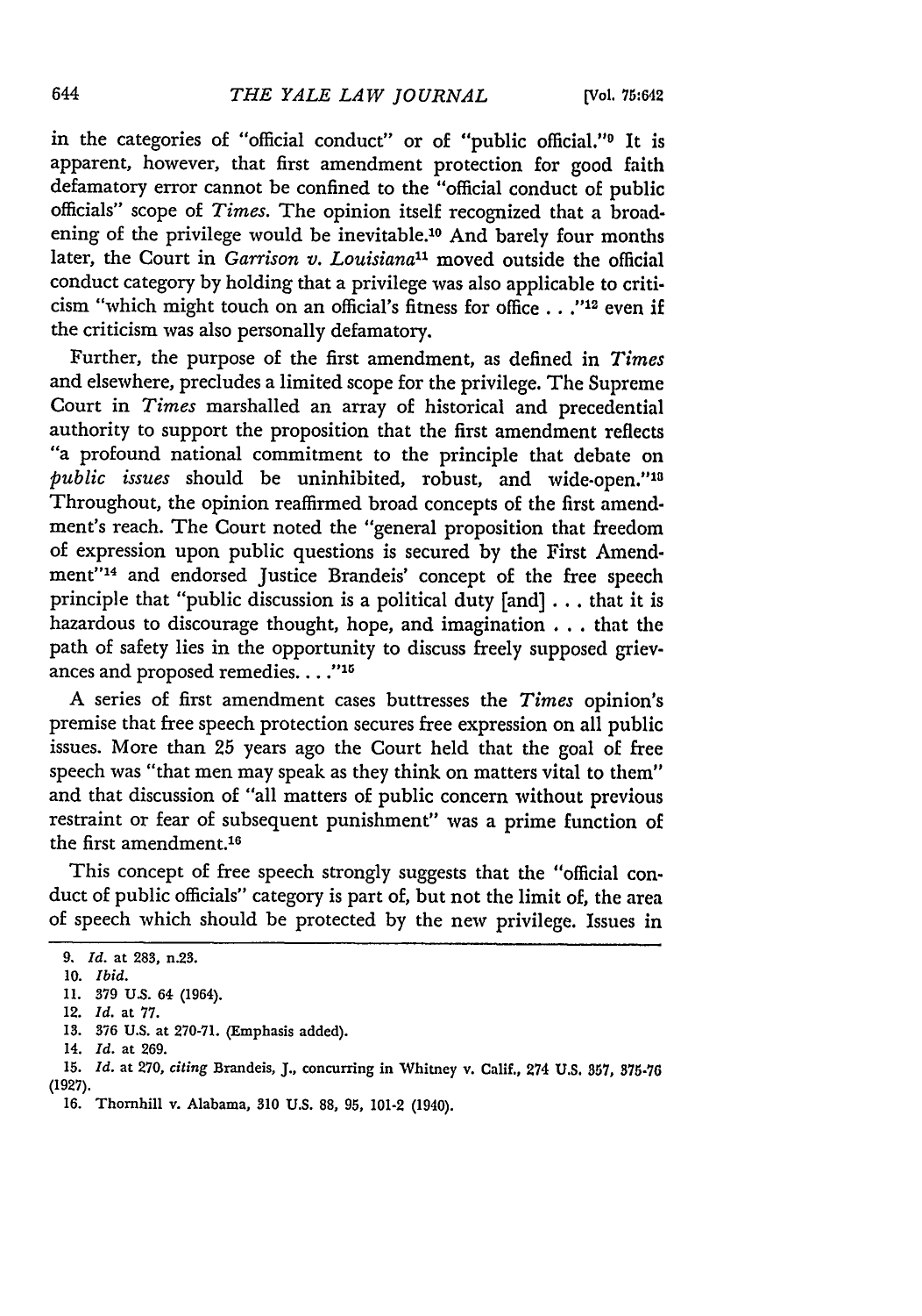in the categories of "official conduct" or of "public official."[9] It is apparent, however, that first amendment protection for good faith defamatory error cannot be confined to the "official conduct of public officials" scope of *Times*. The opinion itself recognized that a broadening of the privilege would be inevitable.[10] And barely four months later, the Court in *Garrison v. Louisiana*[11] moved outside the official conduct category by holding that a privilege was also applicable to criticism "which might touch on an official's fitness for office . . ."[12] even if the criticism was also personally defamatory.

Further, the purpose of the first amendment, as defined in *Times* and elsewhere, precludes a limited scope for the privilege. The Supreme Court in *Times* marshalled an array of historical and precedential authority to support the proposition that the first amendment reflects "a profound national commitment to the principle that debate on *public issues* should be uninhibited, robust, and wide-open."[13] Throughout, the opinion reaffirmed broad concepts of the first amendment's reach. The Court noted the "general proposition that freedom of expression upon public questions is secured by the First Amendment"[14] and endorsed Justice Brandeis' concept of the free speech principle that "public discussion is a political duty [and] . . . that it is hazardous to discourage thought, hope, and imagination . . . that the path of safety lies in the opportunity to discuss freely supposed grievances and proposed remedies. . . ."[15]

A series of first amendment cases buttresses the *Times* opinion's premise that free speech protection secures free expression on all public issues. More than 25 years ago the Court held that the goal of free speech was "that men may speak as they think on matters vital to them" and that discussion of "all matters of public concern without previous restraint or fear of subsequent punishment" was a prime function of the first amendment.[16]

This concept of free speech strongly suggests that the "official conduct of public officials" category is part of, but not the limit of, the area of speech which should be protected by the new privilege. Issues in

---

9. *Id.* at 283, n.23.

10. *Ibid.*

11. 379 U.S. 64 (1964).

12. *Id.* at 77.

13. 376 U.S. at 270-71. (Emphasis added).

14. *Id.* at 269.

15. *Id.* at 270, *citing* Brandeis, J., concurring in Whitney v. Calif., 274 U.S. 357, 375-76 (1927).

16. Thornhill v. Alabama, 310 U.S. 88, 95, 101-2 (1940).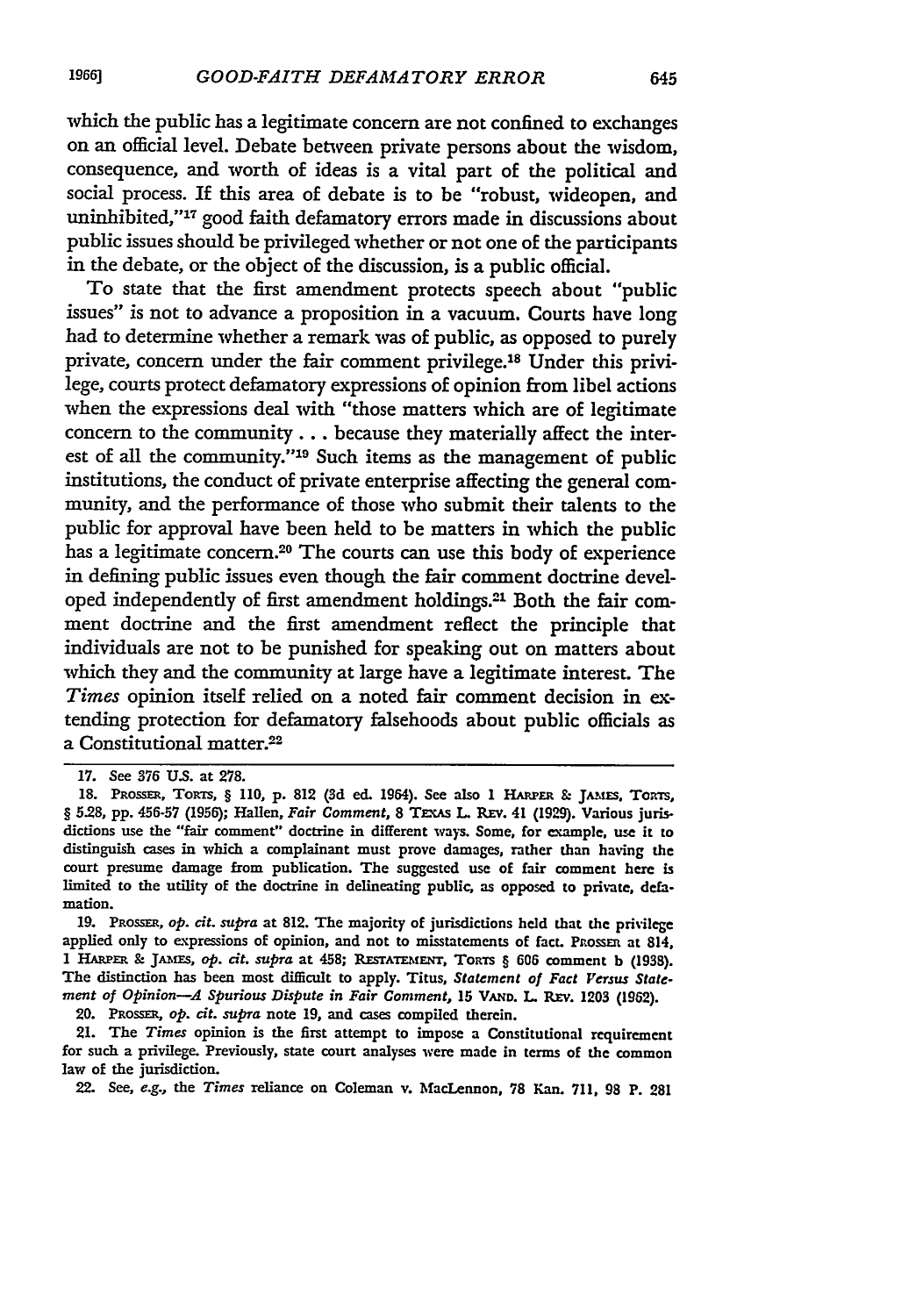which the public has a legitimate concern are not confined to exchanges on an official level. Debate between private persons about the wisdom, consequence, and worth of ideas is a vital part of the political and social process. If this area of debate is to be "robust, wideopen, and uninhibited,"[17] good faith defamatory errors made in discussions about public issues should be privileged whether or not one of the participants in the debate, or the object of the discussion, is a public official.

To state that the first amendment protects speech about "public issues" is not to advance a proposition in a vacuum. Courts have long had to determine whether a remark was of public, as opposed to purely private, concern under the fair comment privilege.[18] Under this privilege, courts protect defamatory expressions of opinion from libel actions when the expressions deal with "those matters which are of legitimate concern to the community . . . because they materially affect the interest of all the community."[19] Such items as the management of public institutions, the conduct of private enterprise affecting the general community, and the performance of those who submit their talents to the public for approval have been held to be matters in which the public has a legitimate concern.[20] The courts can use this body of experience in defining public issues even though the fair comment doctrine developed independently of first amendment holdings.[21] Both the fair comment doctrine and the first amendment reflect the principle that individuals are not to be punished for speaking out on matters about which they and the community at large have a legitimate interest. The *Times* opinion itself relied on a noted fair comment decision in extending protection for defamatory falsehoods about public officials as a Constitutional matter.[22]

---

17. See 376 U.S. at 278.

18. PROSSER, TORTS, § 110, p. 812 (3d ed. 1964). See also 1 HARPER & JAMES, TORTS, § 5.28, pp. 456-57 (1956); Hallen, *Fair Comment*, 8 TEXAS L. REV. 41 (1929). Various jurisdictions use the "fair comment" doctrine in different ways. Some, for example, use it to distinguish cases in which a complainant must prove damages, rather than having the court presume damage from publication. The suggested use of fair comment here is limited to the utility of the doctrine in delineating public, as opposed to private, defamation.

19. PROSSER, *op. cit. supra* at 812. The majority of jurisdictions held that the privilege applied only to expressions of opinion, and not to misstatements of fact. PROSSER at 814, 1 HARPER & JAMES, *op. cit. supra* at 458; RESTATEMENT, TORTS § 606 comment b (1938). The distinction has been most difficult to apply. Titus, *Statement of Fact Versus Statement of Opinion—A Spurious Dispute in Fair Comment*, 15 VAND. L. REV. 1203 (1962).

20. PROSSER, *op. cit. supra* note 19, and cases compiled therein.

21. The *Times* opinion is the first attempt to impose a Constitutional requirement for such a privilege. Previously, state court analyses were made in terms of the common law of the jurisdiction.

22. See, *e.g.*, the *Times* reliance on Coleman v. MacLennon, 78 Kan. 711, 98 P. 281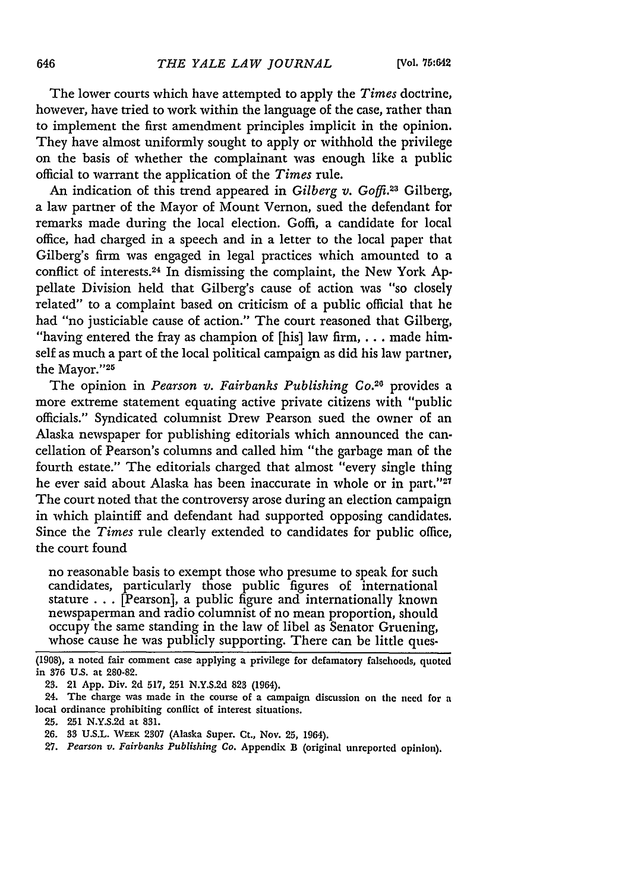The lower courts which have attempted to apply the *Times* doctrine, however, have tried to work within the language of the case, rather than to implement the first amendment principles implicit in the opinion. They have almost uniformly sought to apply or withhold the privilege on the basis of whether the complainant was enough like a public official to warrant the application of the *Times* rule.

An indication of this trend appeared in *Gilberg v. Goffi.*[23] Gilberg, a law partner of the Mayor of Mount Vernon, sued the defendant for remarks made during the local election. Goffi, a candidate for local office, had charged in a speech and in a letter to the local paper that Gilberg's firm was engaged in legal practices which amounted to a conflict of interests.[24] In dismissing the complaint, the New York Appellate Division held that Gilberg's cause of action was "so closely related" to a complaint based on criticism of a public official that he had "no justiciable cause of action." The court reasoned that Gilberg, "having entered the fray as champion of [his] law firm, . . . made himself as much a part of the local political campaign as did his law partner, the Mayor."[25]

The opinion in *Pearson v. Fairbanks Publishing Co.*[26] provides a more extreme statement equating active private citizens with "public officials." Syndicated columnist Drew Pearson sued the owner of an Alaska newspaper for publishing editorials which announced the cancellation of Pearson's columns and called him "the garbage man of the fourth estate." The editorials charged that almost "every single thing he ever said about Alaska has been inaccurate in whole or in part."[27] The court noted that the controversy arose during an election campaign in which plaintiff and defendant had supported opposing candidates. Since the *Times* rule clearly extended to candidates for public office, the court found

> no reasonable basis to exempt those who presume to speak for such candidates, particularly those public figures of international stature . . . [Pearson], a public figure and internationally known newspaperman and radio columnist of no mean proportion, should occupy the same standing in the law of libel as Senator Gruening, whose cause he was publicly supporting. There can be little ques-

---

(1908), a noted fair comment case applying a privilege for defamatory falsehoods, quoted in 376 U.S. at 280-82.

23. 21 App. Div. 2d 517, 251 N.Y.S.2d 823 (1964).

24. The charge was made in the course of a campaign discussion on the need for a local ordinance prohibiting conflict of interest situations.

25. 251 N.Y.S.2d at 831.

26. 33 U.S.L. Week 2307 (Alaska Super. Ct., Nov. 25, 1964).

27. *Pearson v. Fairbanks Publishing Co.* Appendix B (original unreported opinion).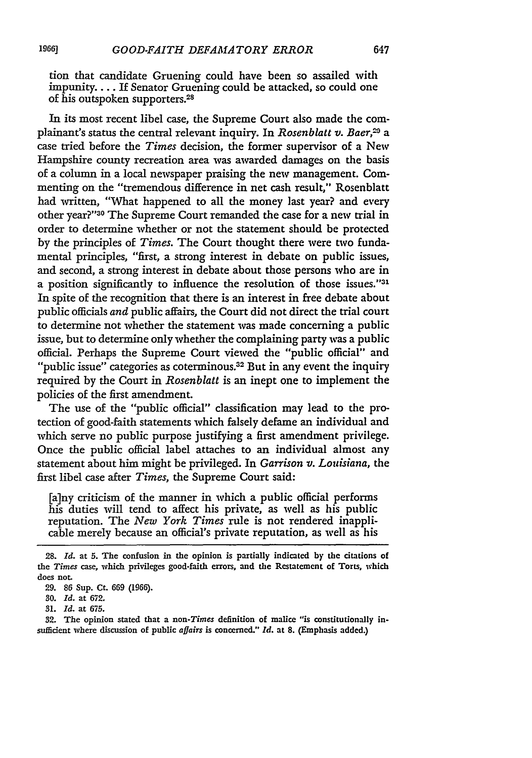tion that candidate Gruening could have been so assailed with impunity. . . . If Senator Gruening could be attacked, so could one of his outspoken supporters.[28]

In its most recent libel case, the Supreme Court also made the complainant's status the central relevant inquiry. In *Rosenblatt v. Baer*,[29] a case tried before the *Times* decision, the former supervisor of a New Hampshire county recreation area was awarded damages on the basis of a column in a local newspaper praising the new management. Commenting on the "tremendous difference in net cash result," Rosenblatt had written, "What happened to all the money last year? and every other year?"[30] The Supreme Court remanded the case for a new trial in order to determine whether or not the statement should be protected by the principles of *Times*. The Court thought there were two fundamental principles, "first, a strong interest in debate on public issues, and second, a strong interest in debate about those persons who are in a position significantly to influence the resolution of those issues."[31] In spite of the recognition that there is an interest in free debate about public officials *and* public affairs, the Court did not direct the trial court to determine not whether the statement was made concerning a public issue, but to determine only whether the complaining party was a public official. Perhaps the Supreme Court viewed the "public official" and "public issue" categories as coterminous.[32] But in any event the inquiry required by the Court in *Rosenblatt* is an inept one to implement the policies of the first amendment.

The use of the "public official" classification may lead to the protection of good-faith statements which falsely defame an individual and which serve no public purpose justifying a first amendment privilege. Once the public official label attaches to an individual almost any statement about him might be privileged. In *Garrison v. Louisiana*, the first libel case after *Times*, the Supreme Court said:

[a]ny criticism of the manner in which a public official performs his duties will tend to affect his private, as well as his public reputation. The *New York Times* rule is not rendered inapplicable merely because an official's private reputation, as well as his

---

28. *Id.* at 5. The confusion in the opinion is partially indicated by the citations of the *Times* case, which privileges good-faith errors, and the Restatement of Torts, which does not.

29. 86 Sup. Ct. 669 (1966).

30. *Id.* at 672.

31. *Id.* at 675.

32. The opinion stated that a non-*Times* definition of malice "is constitutionally insufficient where discussion of public *affairs* is concerned." *Id.* at 8. (Emphasis added.)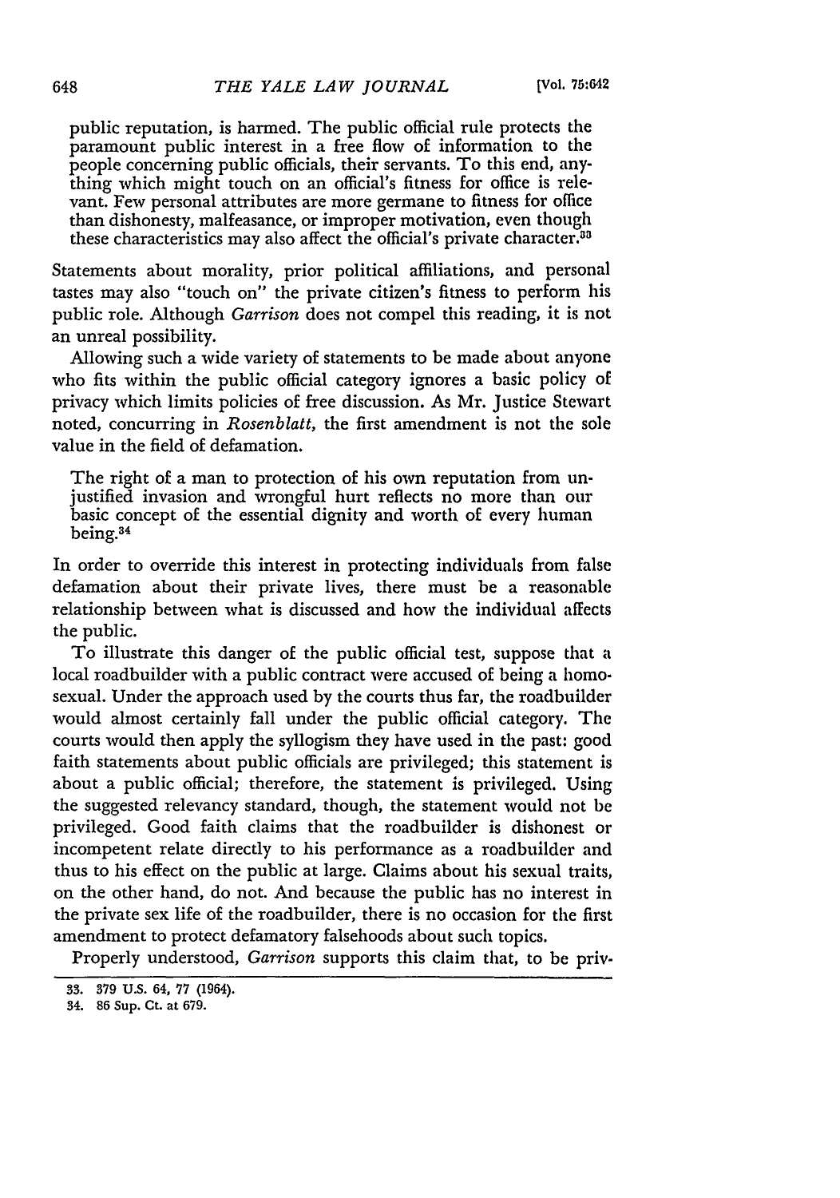public reputation, is harmed. The public official rule protects the paramount public interest in a free flow of information to the people concerning public officials, their servants. To this end, anything which might touch on an official's fitness for office is relevant. Few personal attributes are more germane to fitness for office than dishonesty, malfeasance, or improper motivation, even though these characteristics may also affect the official's private character.[33]

Statements about morality, prior political affiliations, and personal tastes may also "touch on" the private citizen's fitness to perform his public role. Although *Garrison* does not compel this reading, it is not an unreal possibility.

Allowing such a wide variety of statements to be made about anyone who fits within the public official category ignores a basic policy of privacy which limits policies of free discussion. As Mr. Justice Stewart noted, concurring in *Rosenblatt*, the first amendment is not the sole value in the field of defamation.

> The right of a man to protection of his own reputation from unjustified invasion and wrongful hurt reflects no more than our basic concept of the essential dignity and worth of every human being.[34]

In order to override this interest in protecting individuals from false defamation about their private lives, there must be a reasonable relationship between what is discussed and how the individual affects the public.

To illustrate this danger of the public official test, suppose that a local roadbuilder with a public contract were accused of being a homosexual. Under the approach used by the courts thus far, the roadbuilder would almost certainly fall under the public official category. The courts would then apply the syllogism they have used in the past: good faith statements about public officials are privileged; this statement is about a public official; therefore, the statement is privileged. Using the suggested relevancy standard, though, the statement would not be privileged. Good faith claims that the roadbuilder is dishonest or incompetent relate directly to his performance as a roadbuilder and thus to his effect on the public at large. Claims about his sexual traits, on the other hand, do not. And because the public has no interest in the private sex life of the roadbuilder, there is no occasion for the first amendment to protect defamatory falsehoods about such topics.

Properly understood, *Garrison* supports this claim that, to be priv-

33. 379 U.S. 64, 77 (1964).

34. 86 Sup. Ct. at 679.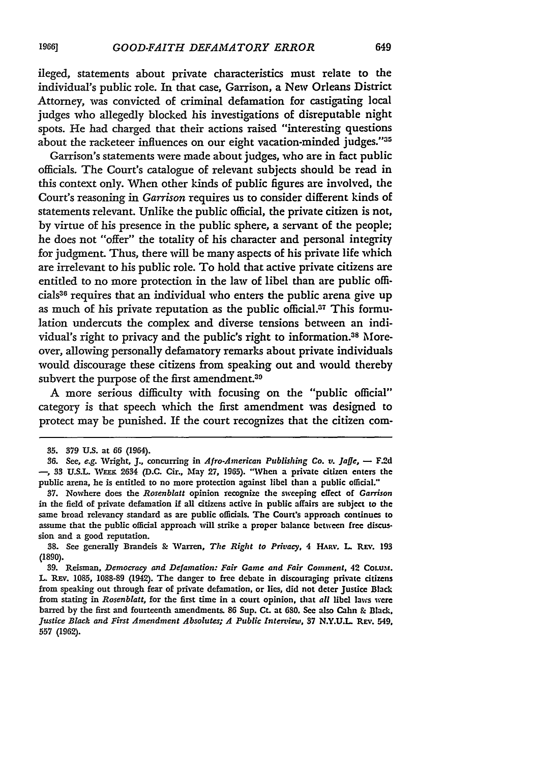ileged, statements about private characteristics must relate to the individual's public role. In that case, Garrison, a New Orleans District Attorney, was convicted of criminal defamation for castigating local judges who allegedly blocked his investigations of disreputable night spots. He had charged that their actions raised "interesting questions about the racketeer influences on our eight vacation-minded judges."[35]

Garrison's statements were made about judges, who are in fact public officials. The Court's catalogue of relevant subjects should be read in this context only. When other kinds of public figures are involved, the Court's reasoning in *Garrison* requires us to consider different kinds of statements relevant. Unlike the public official, the private citizen is not, by virtue of his presence in the public sphere, a servant of the people; he does not "offer" the totality of his character and personal integrity for judgment. Thus, there will be many aspects of his private life which are irrelevant to his public role. To hold that active private citizens are entitled to no more protection in the law of libel than are public officials[36] requires that an individual who enters the public arena give up as much of his private reputation as the public official.[37] This formulation undercuts the complex and diverse tensions between an individual's right to privacy and the public's right to information.[38] Moreover, allowing personally defamatory remarks about private individuals would discourage these citizens from speaking out and would thereby subvert the purpose of the first amendment.[39]

A more serious difficulty with focusing on the "public official" category is that speech which the first amendment was designed to protect may be punished. If the court recognizes that the citizen com-

---

35. 379 U.S. at 66 (1964).

36. See, *e.g.* Wright, J., concurring in *Afro-American Publishing Co. v. Jaffe*, — F.2d —, 33 U.S.L. WEEK 2634 (D.C. Cir., May 27, 1965). "When a private citizen enters the public arena, he is entitled to no more protection against libel than a public official."

37. Nowhere does the *Rosenblatt* opinion recognize the sweeping effect of *Garrison* in the field of private defamation if all citizens active in public affairs are subject to the same broad relevancy standard as are public officials. The Court's approach continues to assume that the public official approach will strike a proper balance between free discussion and a good reputation.

38. See generally Brandeis & Warren, *The Right to Privacy*, 4 HARV. L. REV. 193 (1890).

39. Reisman, *Democracy and Defamation: Fair Game and Fair Comment*, 42 COLUM. L. REV. 1085, 1088-89 (1942). The danger to free debate in discouraging private citizens from speaking out through fear of private defamation, or lies, did not deter Justice Black from stating in *Rosenblatt*, for the first time in a court opinion, that *all* libel laws were barred by the first and fourteenth amendments. 86 Sup. Ct. at 680. See also Cahn & Black, *Justice Black and First Amendment Absolutes; A Public Interview*, 37 N.Y.U.L. REV. 549, 557 (1962).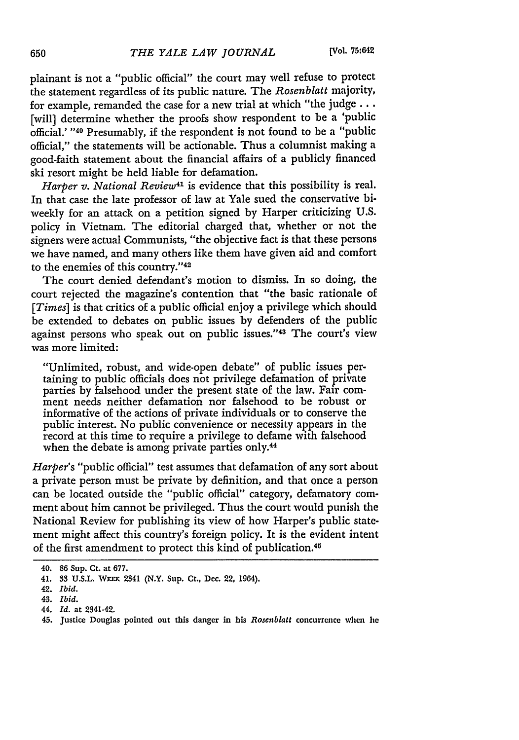plainant is not a "public official" the court may well refuse to protect the statement regardless of its public nature. The *Rosenblatt* majority, for example, remanded the case for a new trial at which "the judge . . . [will] determine whether the proofs show respondent to be a 'public official.' "[40] Presumably, if the respondent is not found to be a "public official," the statements will be actionable. Thus a columnist making a good-faith statement about the financial affairs of a publicly financed ski resort might be held liable for defamation.

*Harper v. National Review*[41] is evidence that this possibility is real. In that case the late professor of law at Yale sued the conservative bi-weekly for an attack on a petition signed by Harper criticizing U.S. policy in Vietnam. The editorial charged that, whether or not the signers were actual Communists, "the objective fact is that these persons we have named, and many others like them have given aid and comfort to the enemies of this country."[42]

The court denied defendant's motion to dismiss. In so doing, the court rejected the magazine's contention that "the basic rationale of [*Times*] is that critics of a public official enjoy a privilege which should be extended to debates on public issues by defenders of the public against persons who speak out on public issues."[43] The court's view was more limited:

> "Unlimited, robust, and wide-open debate" of public issues pertaining to public officials does not privilege defamation of private parties by falsehood under the present state of the law. Fair comment needs neither defamation nor falsehood to be robust or informative of the actions of private individuals or to conserve the public interest. No public convenience or necessity appears in the record at this time to require a privilege to defame with falsehood when the debate is among private parties only.[44]

*Harper*'s "public official" test assumes that defamation of any sort about a private person must be private by definition, and that once a person can be located outside the "public official" category, defamatory comment about him cannot be privileged. Thus the court would punish the National Review for publishing its view of how Harper's public statement might affect this country's foreign policy. It is the evident intent of the first amendment to protect this kind of publication.[45]

---

40. 86 Sup. Ct. at 677.

41. 33 U.S.L. WEEK 2341 (N.Y. Sup. Ct., Dec. 22, 1964).

42. *Ibid.*

43. *Ibid.*

44. *Id.* at 2341-42.

45. Justice Douglas pointed out this danger in his *Rosenblatt* concurrence when he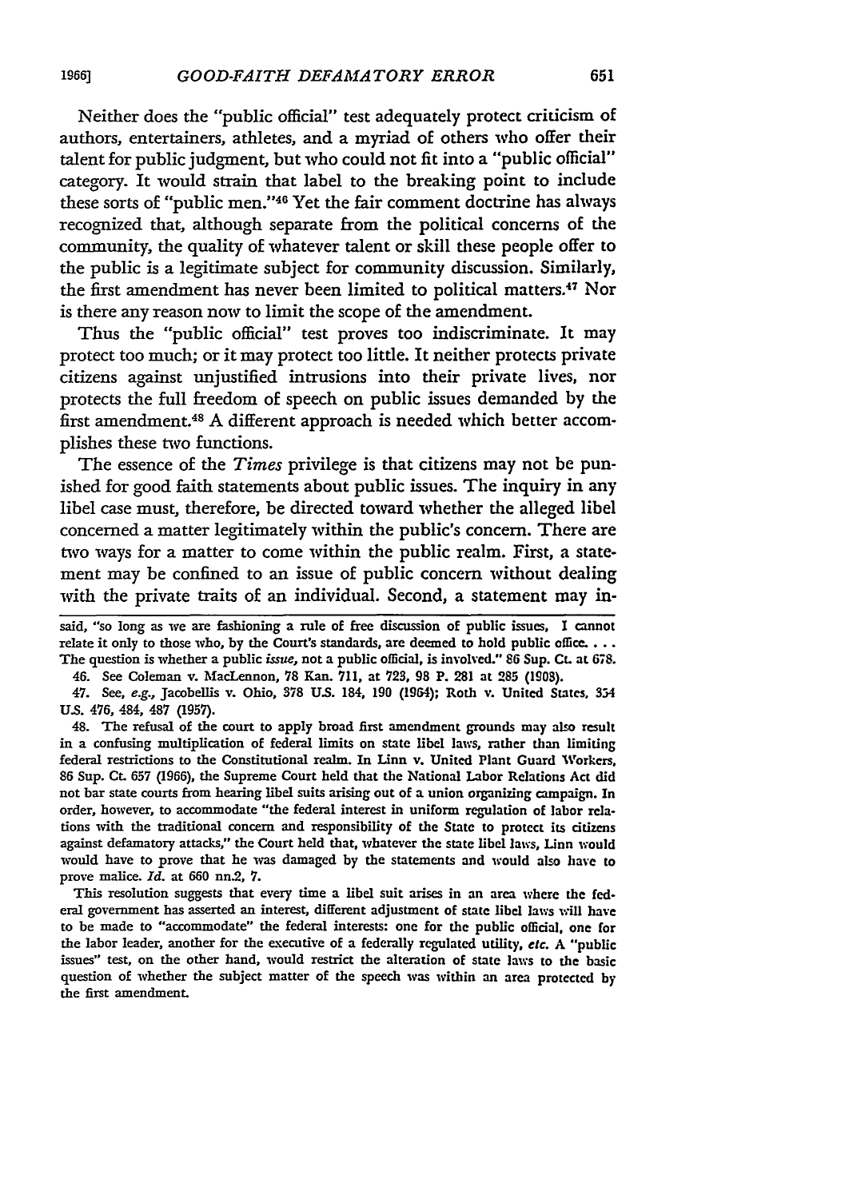Neither does the "public official" test adequately protect criticism of authors, entertainers, athletes, and a myriad of others who offer their talent for public judgment, but who could not fit into a "public official" category. It would strain that label to the breaking point to include these sorts of "public men."[46] Yet the fair comment doctrine has always recognized that, although separate from the political concerns of the community, the quality of whatever talent or skill these people offer to the public is a legitimate subject for community discussion. Similarly, the first amendment has never been limited to political matters.[47] Nor is there any reason now to limit the scope of the amendment.

Thus the "public official" test proves too indiscriminate. It may protect too much; or it may protect too little. It neither protects private citizens against unjustified intrusions into their private lives, nor protects the full freedom of speech on public issues demanded by the first amendment.[48] A different approach is needed which better accomplishes these two functions.

The essence of the *Times* privilege is that citizens may not be punished for good faith statements about public issues. The inquiry in any libel case must, therefore, be directed toward whether the alleged libel concerned a matter legitimately within the public's concern. There are two ways for a matter to come within the public realm. First, a statement may be confined to an issue of public concern without dealing with the private traits of an individual. Second, a statement may in-

---

said, "so long as we are fashioning a rule of free discussion of public issues, I cannot relate it only to those who, by the Court's standards, are deemed to hold public office. . . . The question is whether a public *issue*, not a public official, is involved." 86 Sup. Ct. at 678.

46. See Coleman v. MacLennon, 78 Kan. 711, at 723, 98 P. 281 at 285 (1908).

47. See, *e.g.*, Jacobellis v. Ohio, 378 U.S. 184, 190 (1964); Roth v. United States, 354 U.S. 476, 484, 487 (1957).

48. The refusal of the court to apply broad first amendment grounds may also result in a confusing multiplication of federal limits on state libel laws, rather than limiting federal restrictions to the Constitutional realm. In Linn v. United Plant Guard Workers, 86 Sup. Ct. 657 (1966), the Supreme Court held that the National Labor Relations Act did not bar state courts from hearing libel suits arising out of a union organizing campaign. In order, however, to accommodate "the federal interest in uniform regulation of labor relations with the traditional concern and responsibility of the State to protect its citizens against defamatory attacks," the Court held that, whatever the state libel laws, Linn would would have to prove that he was damaged by the statements and would also have to prove malice. *Id.* at 660 nn.2, 7.

This resolution suggests that every time a libel suit arises in an area where the federal government has asserted an interest, different adjustment of state libel laws will have to be made to "accommodate" the federal interests: one for the public official, one for the labor leader, another for the executive of a federally regulated utility, *etc.* A "public issues" test, on the other hand, would restrict the alteration of state laws to the basic question of whether the subject matter of the speech was within an area protected by the first amendment.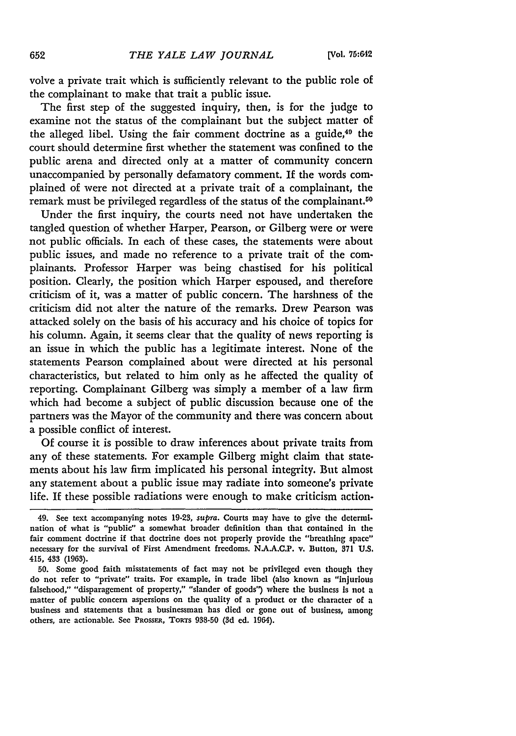volve a private trait which is sufficiently relevant to the public role of the complainant to make that trait a public issue.

The first step of the suggested inquiry, then, is for the judge to examine not the status of the complainant but the subject matter of the alleged libel. Using the fair comment doctrine as a guide,[49] the court should determine first whether the statement was confined to the public arena and directed only at a matter of community concern unaccompanied by personally defamatory comment. If the words complained of were not directed at a private trait of a complainant, the remark must be privileged regardless of the status of the complainant.[50]

Under the first inquiry, the courts need not have undertaken the tangled question of whether Harper, Pearson, or Gilberg were or were not public officials. In each of these cases, the statements were about public issues, and made no reference to a private trait of the complainants. Professor Harper was being chastised for his political position. Clearly, the position which Harper espoused, and therefore criticism of it, was a matter of public concern. The harshness of the criticism did not alter the nature of the remarks. Drew Pearson was attacked solely on the basis of his accuracy and his choice of topics for his column. Again, it seems clear that the quality of news reporting is an issue in which the public has a legitimate interest. None of the statements Pearson complained about were directed at his personal characteristics, but related to him only as he affected the quality of reporting. Complainant Gilberg was simply a member of a law firm which had become a subject of public discussion because one of the partners was the Mayor of the community and there was concern about a possible conflict of interest.

Of course it is possible to draw inferences about private traits from any of these statements. For example Gilberg might claim that statements about his law firm implicated his personal integrity. But almost any statement about a public issue may radiate into someone's private life. If these possible radiations were enough to make criticism action-

---

49. See text accompanying notes 19-23, *supra*. Courts may have to give the determination of what is "public" a somewhat broader definition than that contained in the fair comment doctrine if that doctrine does not properly provide the "breathing space" necessary for the survival of First Amendment freedoms. N.A.A.C.P. v. Button, 371 U.S. 415, 433 (1963).

50. Some good faith misstatements of fact may not be privileged even though they do not refer to "private" traits. For example, in trade libel (also known as "injurious falsehood," "disparagement of property," "slander of goods") where the business is not a matter of public concern aspersions on the quality of a product or the character of a business and statements that a businessman has died or gone out of business, among others, are actionable. See PROSSER, TORTS 938-50 (3d ed. 1964).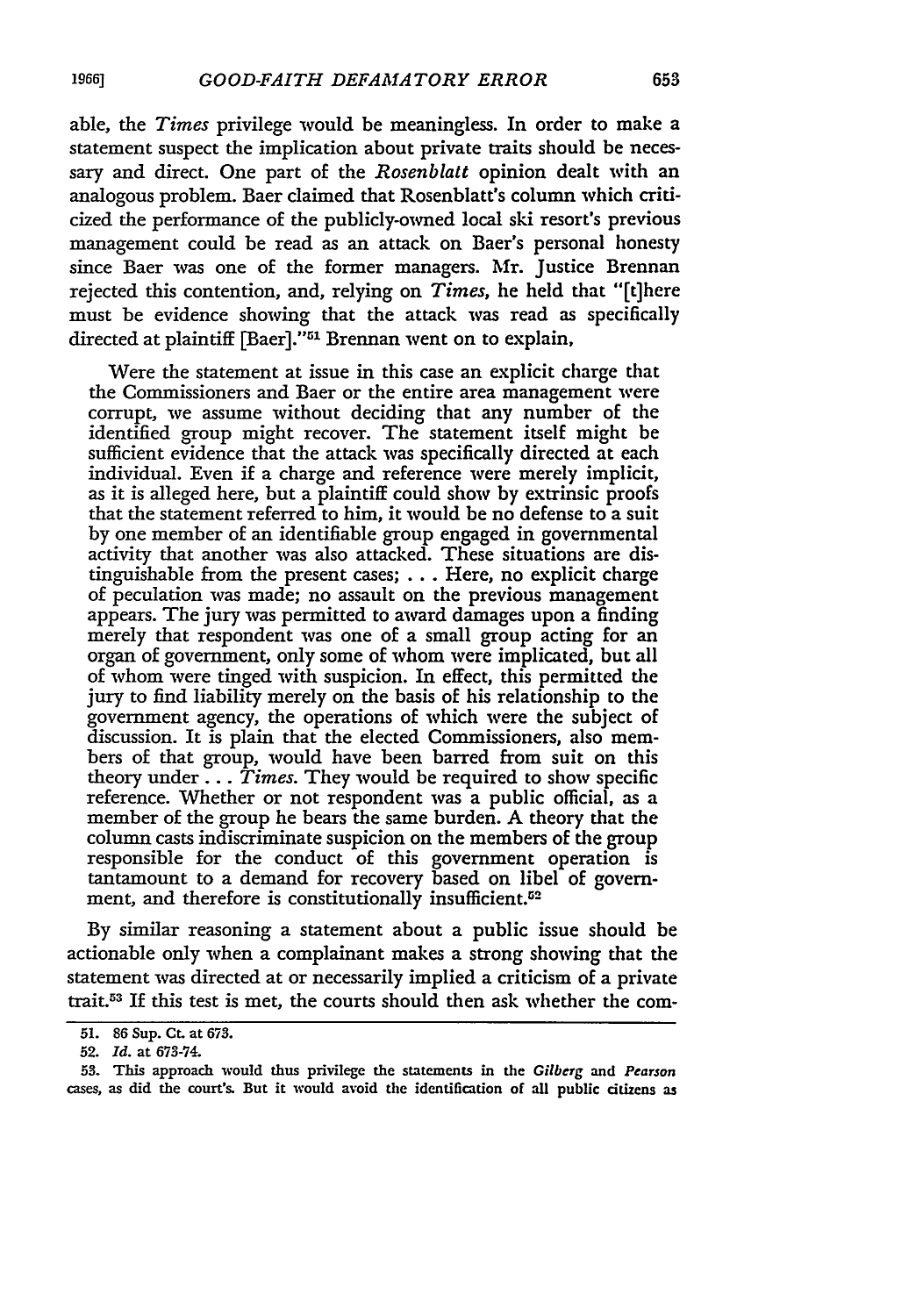able, the *Times* privilege would be meaningless. In order to make a statement suspect the implication about private traits should be necessary and direct. One part of the *Rosenblatt* opinion dealt with an analogous problem. Baer claimed that Rosenblatt's column which criticized the performance of the publicly-owned local ski resort's previous management could be read as an attack on Baer's personal honesty since Baer was one of the former managers. Mr. Justice Brennan rejected this contention, and, relying on *Times*, he held that "[t]here must be evidence showing that the attack was read as specifically directed at plaintiff [Baer]."[51] Brennan went on to explain,

> Were the statement at issue in this case an explicit charge that the Commissioners and Baer or the entire area management were corrupt, we assume without deciding that any number of the identified group might recover. The statement itself might be sufficient evidence that the attack was specifically directed at each individual. Even if a charge and reference were merely implicit, as it is alleged here, but a plaintiff could show by extrinsic proofs that the statement referred to him, it would be no defense to a suit by one member of an identifiable group engaged in governmental activity that another was also attacked. These situations are distinguishable from the present cases; . . . Here, no explicit charge of peculation was made; no assault on the previous management appears. The jury was permitted to award damages upon a finding merely that respondent was one of a small group acting for an organ of government, only some of whom were implicated, but all of whom were tinged with suspicion. In effect, this permitted the jury to find liability merely on the basis of his relationship to the government agency, the operations of which were the subject of discussion. It is plain that the elected Commissioners, also members of that group, would have been barred from suit on this theory under . . . *Times*. They would be required to show specific reference. Whether or not respondent was a public official, as a member of the group he bears the same burden. A theory that the column casts indiscriminate suspicion on the members of the group responsible for the conduct of this government operation is tantamount to a demand for recovery based on libel of government, and therefore is constitutionally insufficient.[52]

By similar reasoning a statement about a public issue should be actionable only when a complainant makes a strong showing that the statement was directed at or necessarily implied a criticism of a private trait.[53] If this test is met, the courts should then ask whether the com-

---

51. 86 Sup. Ct. at 673.

52. *Id.* at 673-74.

53. This approach would thus privilege the statements in the *Gilberg* and *Pearson* cases, as did the court's. But it would avoid the identification of all public citizens as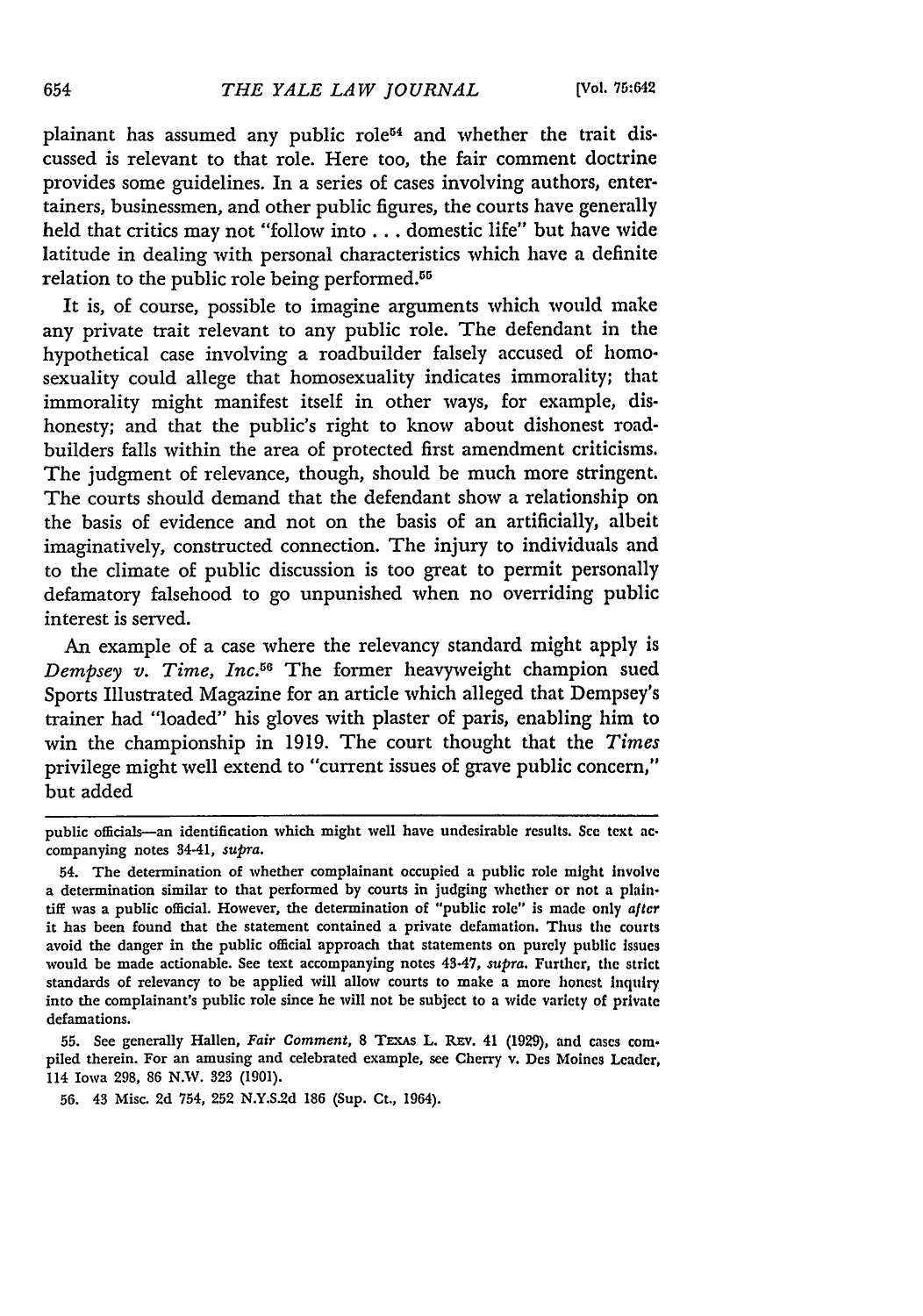plainant has assumed any public role[54] and whether the trait discussed is relevant to that role. Here too, the fair comment doctrine provides some guidelines. In a series of cases involving authors, entertainers, businessmen, and other public figures, the courts have generally held that critics may not "follow into . . . domestic life" but have wide latitude in dealing with personal characteristics which have a definite relation to the public role being performed.[55]

It is, of course, possible to imagine arguments which would make any private trait relevant to any public role. The defendant in the hypothetical case involving a roadbuilder falsely accused of homosexuality could allege that homosexuality indicates immorality; that immorality might manifest itself in other ways, for example, dishonesty; and that the public's right to know about dishonest roadbuilders falls within the area of protected first amendment criticisms. The judgment of relevance, though, should be much more stringent. The courts should demand that the defendant show a relationship on the basis of evidence and not on the basis of an artificially, albeit imaginatively, constructed connection. The injury to individuals and to the climate of public discussion is too great to permit personally defamatory falsehood to go unpunished when no overriding public interest is served.

An example of a case where the relevancy standard might apply is *Dempsey v. Time, Inc.*[56] The former heavyweight champion sued Sports Illustrated Magazine for an article which alleged that Dempsey's trainer had "loaded" his gloves with plaster of paris, enabling him to win the championship in 1919. The court thought that the *Times* privilege might well extend to "current issues of grave public concern," but added

---

public officials—an identification which might well have undesirable results. See text accompanying notes 34-41, *supra*.

54. The determination of whether complainant occupied a public role might involve a determination similar to that performed by courts in judging whether or not a plaintiff was a public official. However, the determination of "public role" is made only *after* it has been found that the statement contained a private defamation. Thus the courts avoid the danger in the public official approach that statements on purely public issues would be made actionable. See text accompanying notes 43-47, *supra*. Further, the strict standards of relevancy to be applied will allow courts to make a more honest inquiry into the complainant's public role since he will not be subject to a wide variety of private defamations.

55. See generally Hallen, *Fair Comment*, 8 TEXAS L. REV. 41 (1929), and cases compiled therein. For an amusing and celebrated example, see Cherry v. Des Moines Leader, 114 Iowa 298, 86 N.W. 323 (1901).

56. 43 Misc. 2d 754, 252 N.Y.S.2d 186 (Sup. Ct., 1964).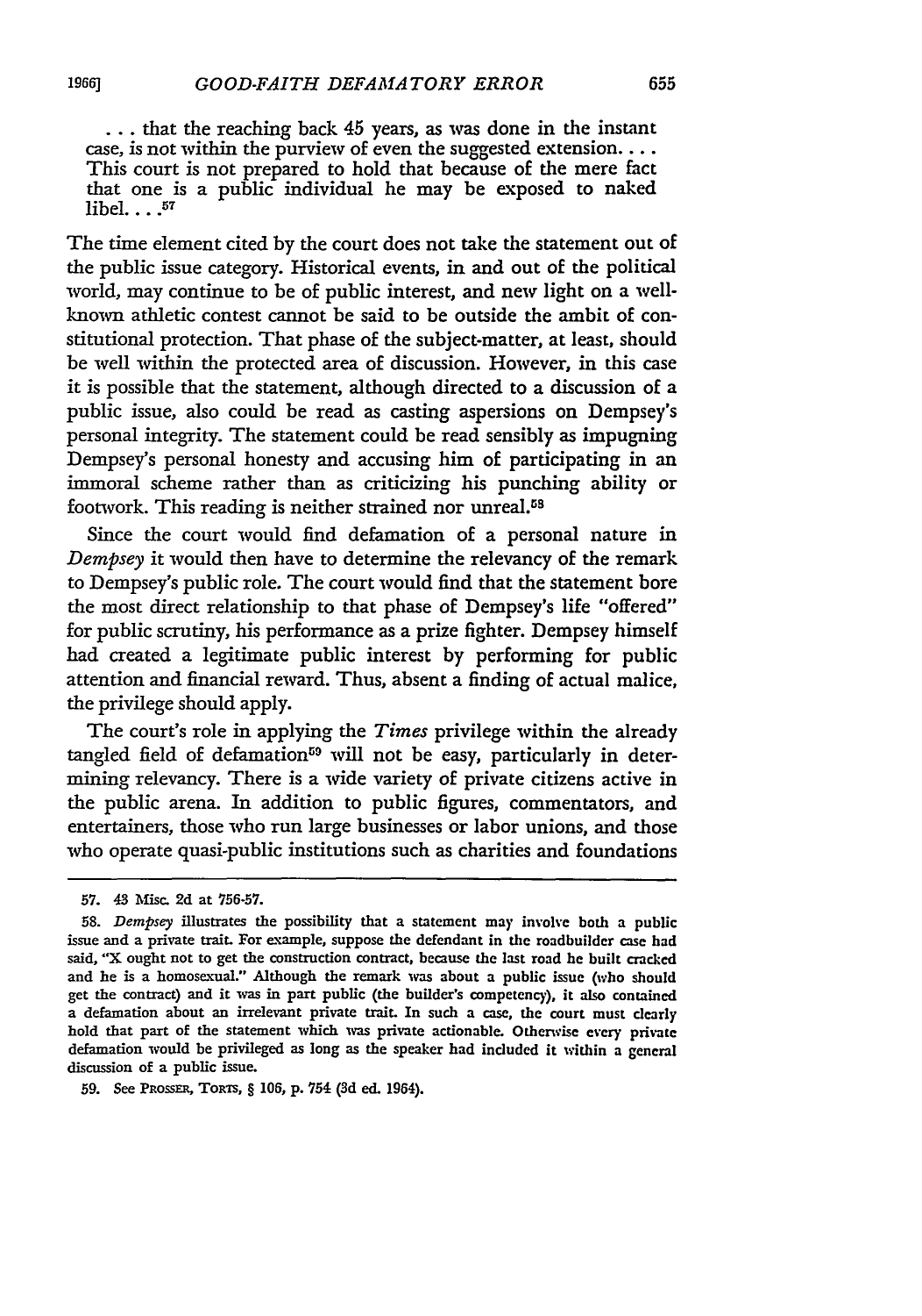> . . . that the reaching back 45 years, as was done in the instant case, is not within the purview of even the suggested extension. . . . This court is not prepared to hold that because of the mere fact that one is a public individual he may be exposed to naked libel. . . .[57]

The time element cited by the court does not take the statement out of the public issue category. Historical events, in and out of the political world, may continue to be of public interest, and new light on a well-known athletic contest cannot be said to be outside the ambit of constitutional protection. That phase of the subject-matter, at least, should be well within the protected area of discussion. However, in this case it is possible that the statement, although directed to a discussion of a public issue, also could be read as casting aspersions on Dempsey's personal integrity. The statement could be read sensibly as impugning Dempsey's personal honesty and accusing him of participating in an immoral scheme rather than as criticizing his punching ability or footwork. This reading is neither strained nor unreal.[58]

Since the court would find defamation of a personal nature in *Dempsey* it would then have to determine the relevancy of the remark to Dempsey's public role. The court would find that the statement bore the most direct relationship to that phase of Dempsey's life "offered" for public scrutiny, his performance as a prize fighter. Dempsey himself had created a legitimate public interest by performing for public attention and financial reward. Thus, absent a finding of actual malice, the privilege should apply.

The court's role in applying the *Times* privilege within the already tangled field of defamation[59] will not be easy, particularly in determining relevancy. There is a wide variety of private citizens active in the public arena. In addition to public figures, commentators, and entertainers, those who run large businesses or labor unions, and those who operate quasi-public institutions such as charities and foundations

---

57. 43 Misc. 2d at 756-57.

58. *Dempsey* illustrates the possibility that a statement may involve both a public issue and a private trait. For example, suppose the defendant in the roadbuilder case had said, "X ought not to get the construction contract, because the last road he built cracked and he is a homosexual." Although the remark was about a public issue (who should get the contract) and it was in part public (the builder's competency), it also contained a defamation about an irrelevant private trait. In such a case, the court must clearly hold that part of the statement which was private actionable. Otherwise every private defamation would be privileged as long as the speaker had included it within a general discussion of a public issue.

59. See PROSSER, TORTS, § 106, p. 754 (3d ed. 1964).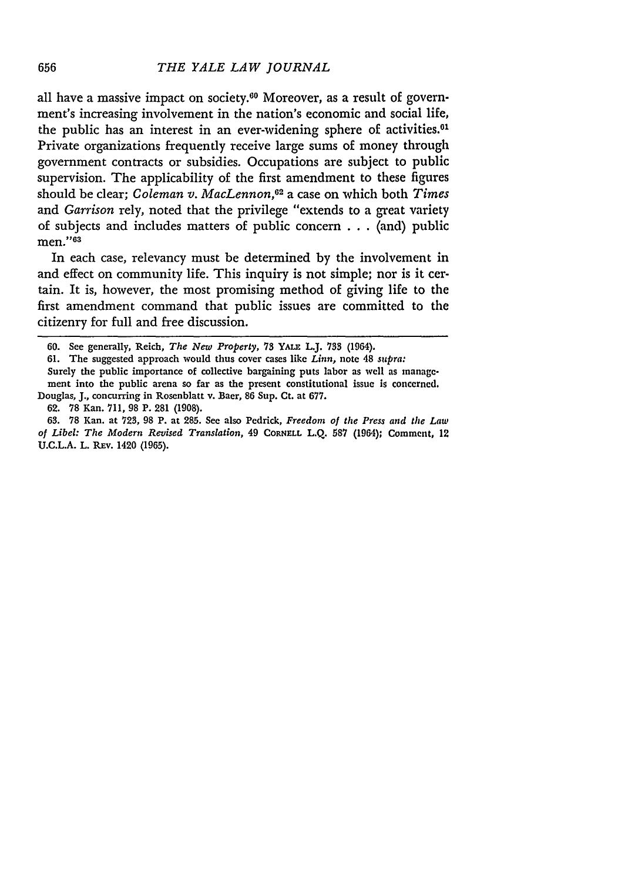all have a massive impact on society.[60] Moreover, as a result of government's increasing involvement in the nation's economic and social life, the public has an interest in an ever-widening sphere of activities.[61] Private organizations frequently receive large sums of money through government contracts or subsidies. Occupations are subject to public supervision. The applicability of the first amendment to these figures should be clear; *Coleman v. MacLennon*,[62] a case on which both *Times* and *Garrison* rely, noted that the privilege "extends to a great variety of subjects and includes matters of public concern . . . (and) public men."[63]

In each case, relevancy must be determined by the involvement in and effect on community life. This inquiry is not simple; nor is it certain. It is, however, the most promising method of giving life to the first amendment command that public issues are committed to the citizenry for full and free discussion.

---

60. See generally, Reich, *The New Property*, 73 YALE L.J. 733 (1964).

61. The suggested approach would thus cover cases like *Linn*, note 48 *supra:*

Surely the public importance of collective bargaining puts labor as well as management into the public arena so far as the present constitutional issue is concerned.

Douglas, J., concurring in Rosenblatt v. Baer, 86 Sup. Ct. at 677.

62. 78 Kan. 711, 98 P. 281 (1908).

63. 78 Kan. at 723, 98 P. at 285. See also Pedrick, *Freedom of the Press and the Law of Libel: The Modern Revised Translation*, 49 CORNELL L.Q. 587 (1964); Comment, 12 U.C.L.A. L. REV. 1420 (1965).